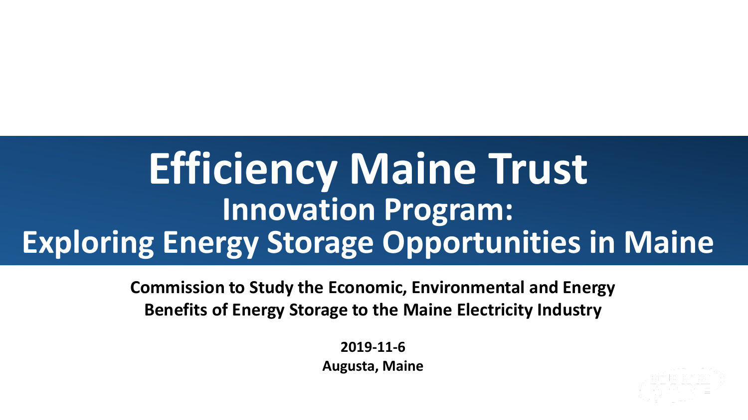# Efficiency Maine Trust

## Innovation Program: Exploring Energy Storage Opportunities in Maine

**Commission to Study the Economic, Environmental and Energy Benefits of Energy Storage to the Maine Electricity Industry**

**2019-11-6**

**Augusta, Maine**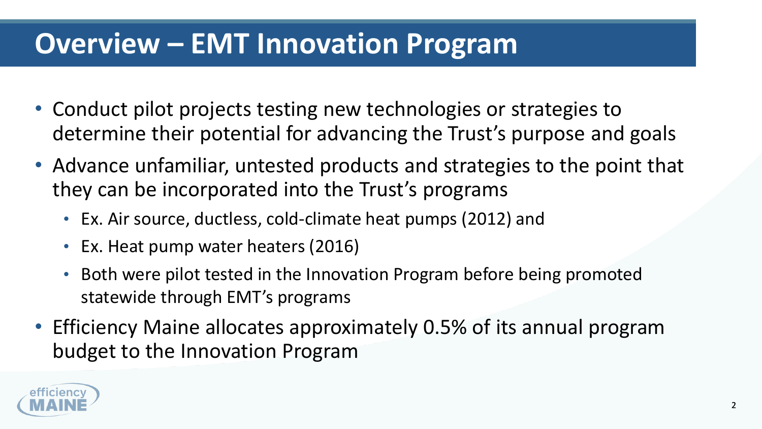# Overview – EMT Innovation Program

- Conduct pilot projects testing new technologies or strategies to determine their potential for advancing the Trust's purpose and goals
- Advance unfamiliar, untested products and strategies to the point that they can be incorporated into the Trust's programs
  - Ex. Air source, ductless, cold-climate heat pumps (2012) and
  - Ex. Heat pump water heaters (2016)
  - Both were pilot tested in the Innovation Program before being promoted statewide through EMT's programs
- Efficiency Maine allocates approximately 0.5% of its annual program budget to the Innovation Program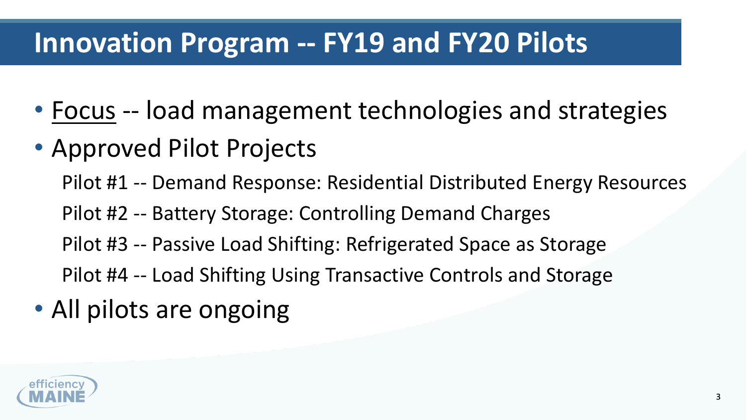# Innovation Program -- FY19 and FY20 Pilots

- <u>Focus</u> -- load management technologies and strategies
- Approved Pilot Projects

  Pilot #1 -- Demand Response: Residential Distributed Energy Resources

  Pilot #2 -- Battery Storage: Controlling Demand Charges

  Pilot #3 -- Passive Load Shifting: Refrigerated Space as Storage

  Pilot #4 -- Load Shifting Using Transactive Controls and Storage

- All pilots are ongoing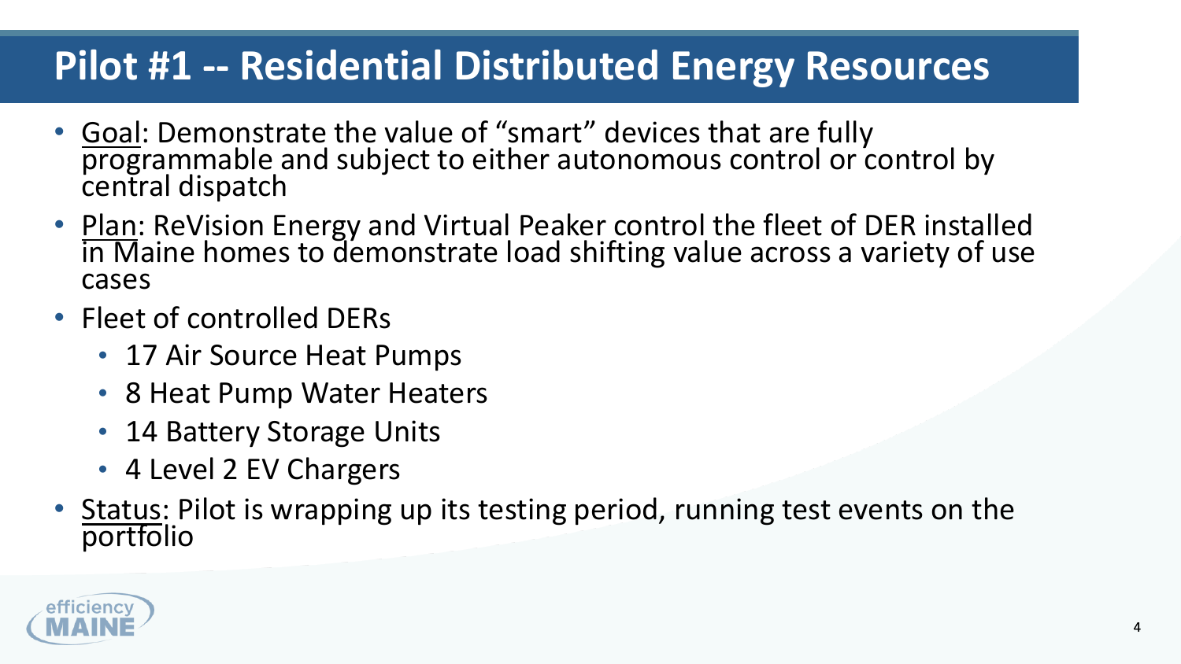# Pilot #1 -- Residential Distributed Energy Resources

- Goal: Demonstrate the value of “smart” devices that are fully programmable and subject to either autonomous control or control by central dispatch
- Plan: ReVision Energy and Virtual Peaker control the fleet of DER installed in Maine homes to demonstrate load shifting value across a variety of use cases
- Fleet of controlled DERs
  - 17 Air Source Heat Pumps
  - 8 Heat Pump Water Heaters
  - 14 Battery Storage Units
  - 4 Level 2 EV Chargers
- Status: Pilot is wrapping up its testing period, running test events on the portfolio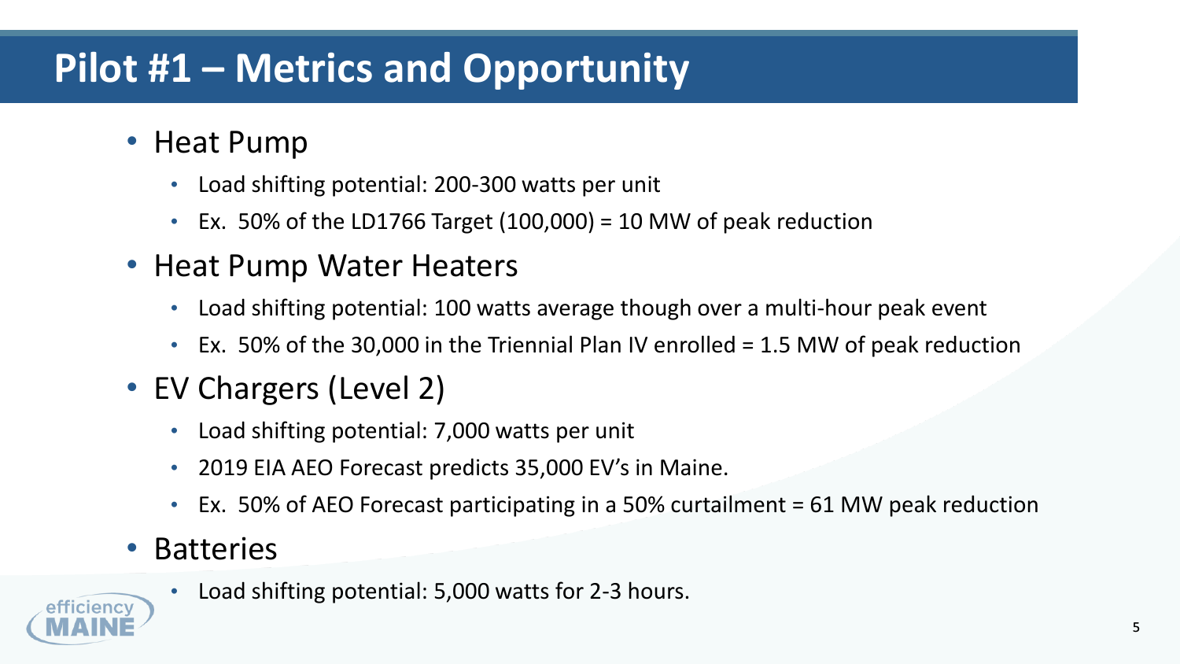# Pilot #1 – Metrics and Opportunity

- Heat Pump
  - Load shifting potential: 200-300 watts per unit
  - Ex. 50% of the LD1766 Target (100,000) = 10 MW of peak reduction
- Heat Pump Water Heaters
  - Load shifting potential: 100 watts average though over a multi-hour peak event
  - Ex. 50% of the 30,000 in the Triennial Plan IV enrolled = 1.5 MW of peak reduction
- EV Chargers (Level 2)
  - Load shifting potential: 7,000 watts per unit
  - 2019 EIA AEO Forecast predicts 35,000 EV's in Maine.
  - Ex. 50% of AEO Forecast participating in a 50% curtailment = 61 MW peak reduction
- Batteries
  - Load shifting potential: 5,000 watts for 2-3 hours.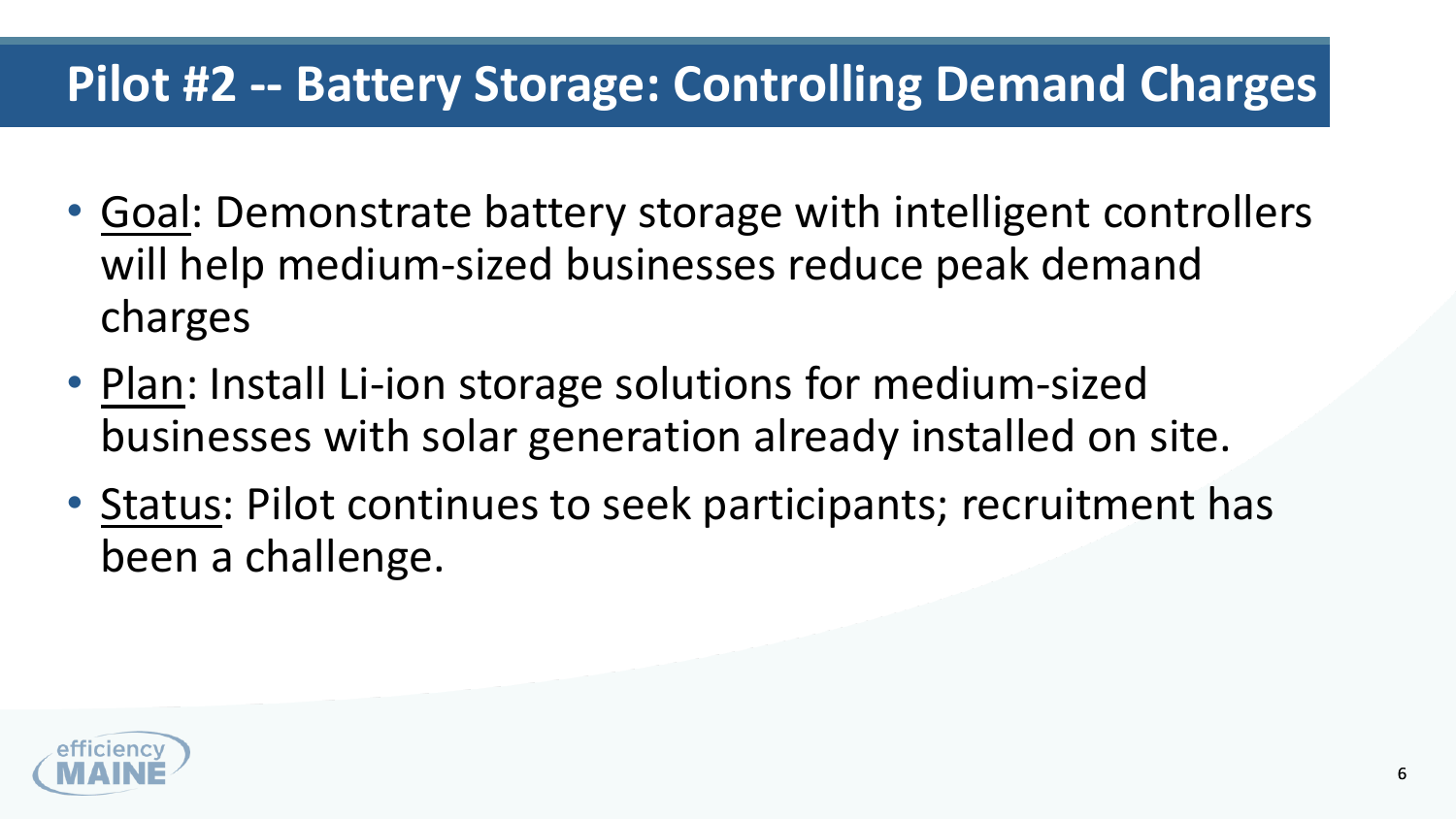# Pilot #2 -- Battery Storage: Controlling Demand Charges

- Goal: Demonstrate battery storage with intelligent controllers will help medium-sized businesses reduce peak demand charges
- Plan: Install Li-ion storage solutions for medium-sized businesses with solar generation already installed on site.
- Status: Pilot continues to seek participants; recruitment has been a challenge.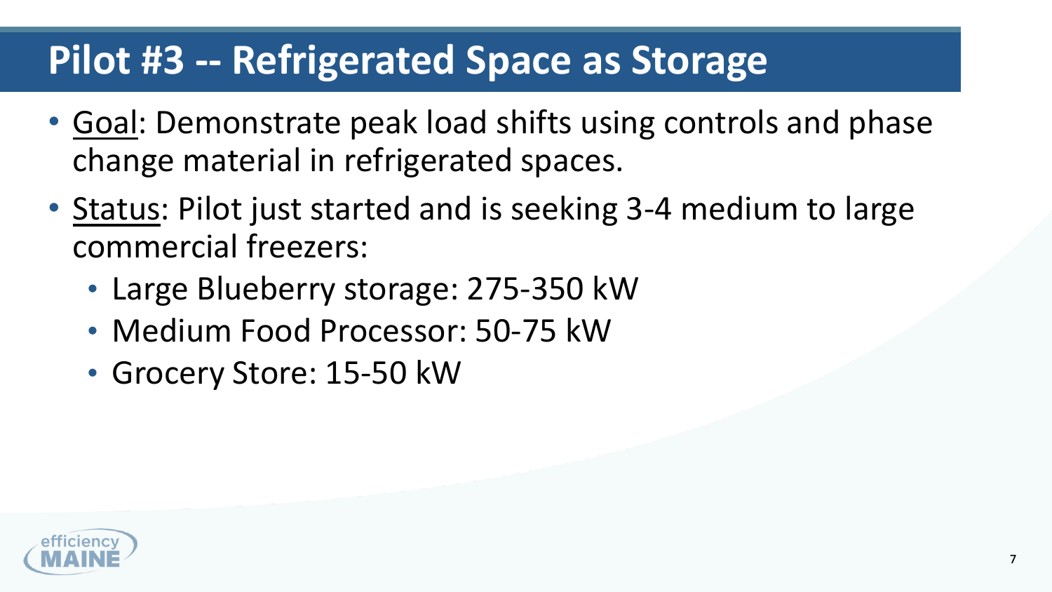# Pilot #3 -- Refrigerated Space as Storage

- Goal: Demonstrate peak load shifts using controls and phase change material in refrigerated spaces.
- Status: Pilot just started and is seeking 3-4 medium to large commercial freezers:
  - Large Blueberry storage: 275-350 kW
  - Medium Food Processor: 50-75 kW
  - Grocery Store: 15-50 kW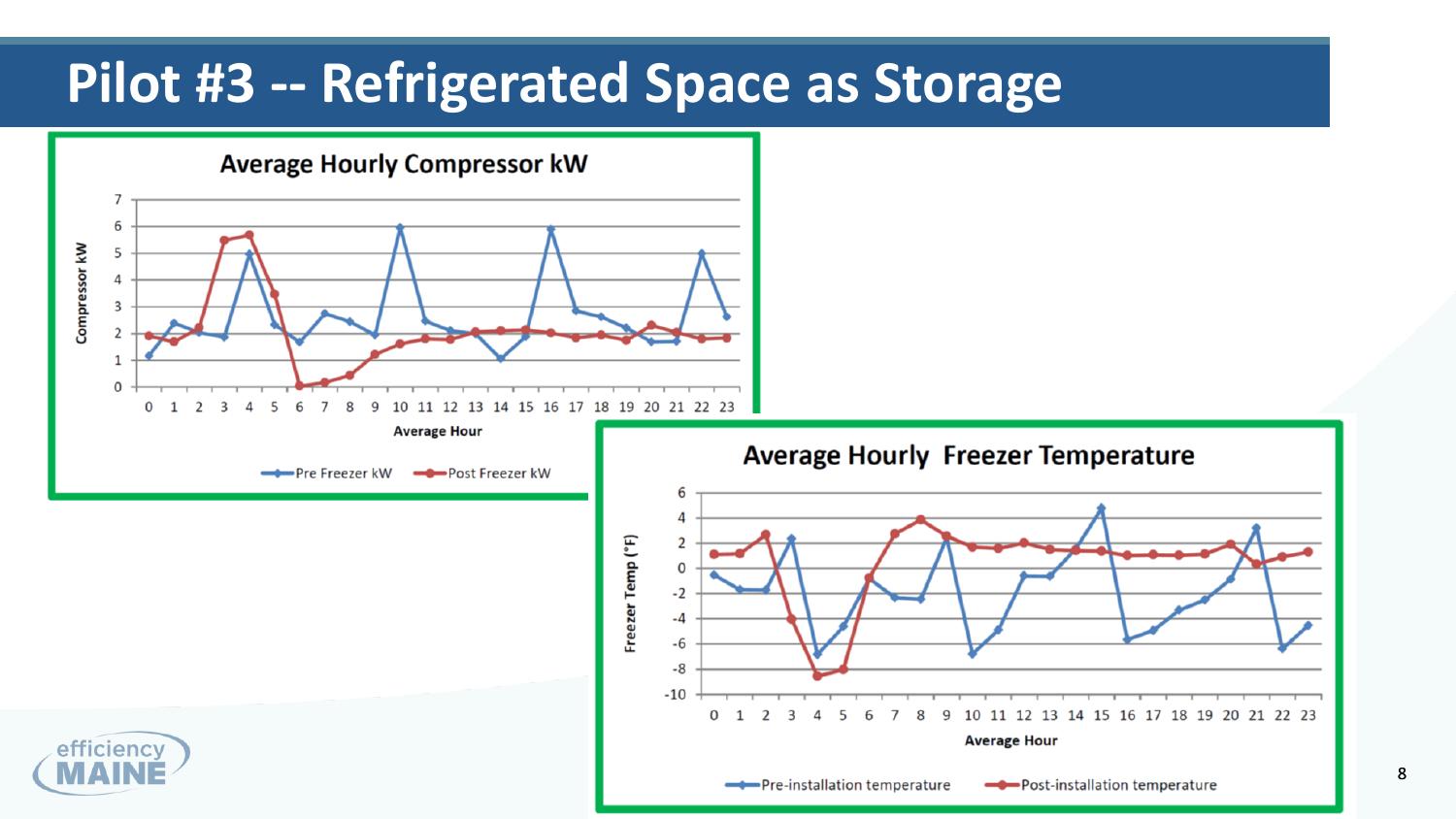# Pilot #3 -- Refrigerated Space as Storage

**Average Hourly Compressor kW**

Compressor kW (0–7) vs. Average Hour (0–23)

Legend: Pre Freezer kW, Post Freezer kW

**Average Hourly Freezer Temperature**

Freezer Temp (°F) (-10 to 6) vs. Average Hour (0–23)

Legend: Pre-installation temperature, Post-installation temperature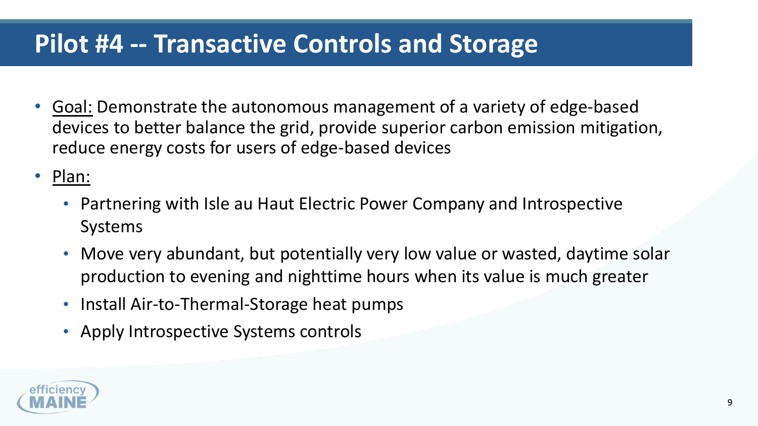# Pilot #4 -- Transactive Controls and Storage

- Goal: Demonstrate the autonomous management of a variety of edge-based devices to better balance the grid, provide superior carbon emission mitigation, reduce energy costs for users of edge-based devices
- Plan:
  - Partnering with Isle au Haut Electric Power Company and Introspective Systems
  - Move very abundant, but potentially very low value or wasted, daytime solar production to evening and nighttime hours when its value is much greater
  - Install Air-to-Thermal-Storage heat pumps
  - Apply Introspective Systems controls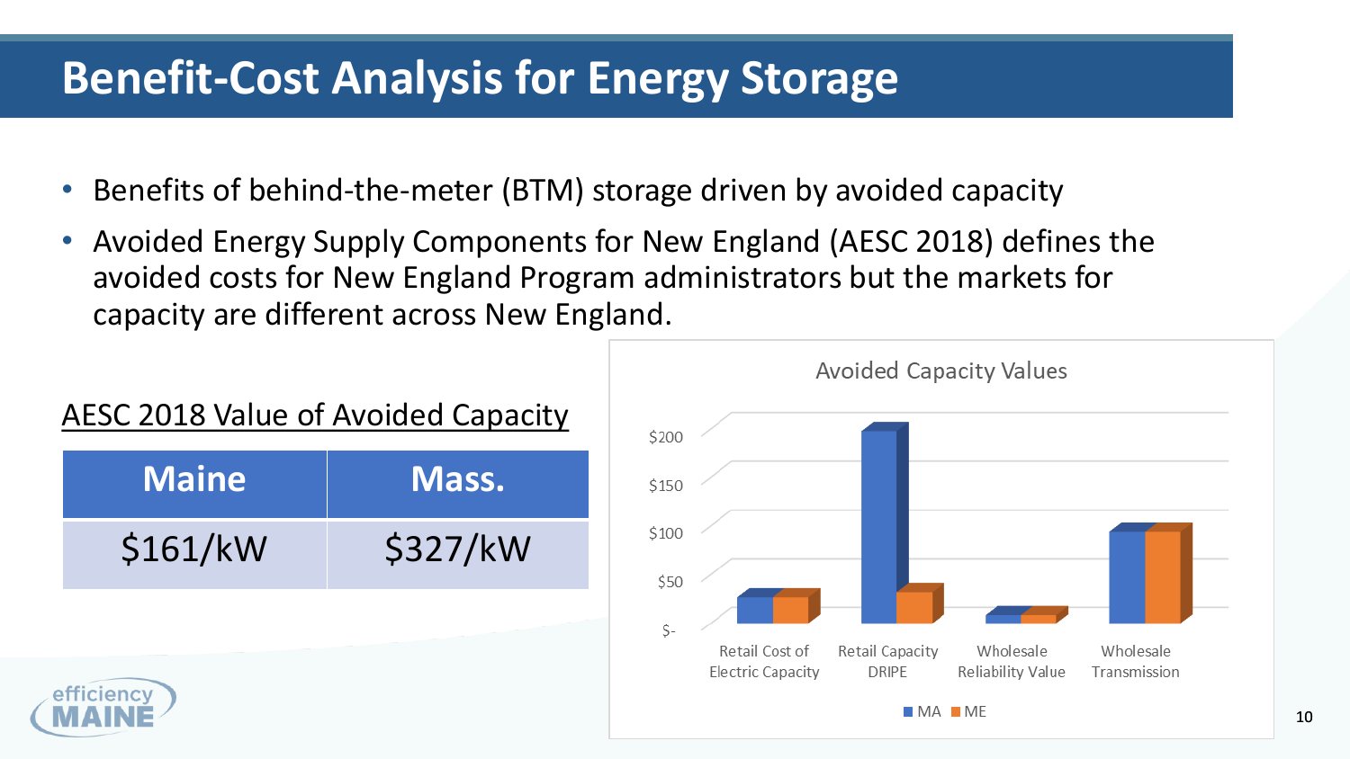# Benefit-Cost Analysis for Energy Storage

- Benefits of behind-the-meter (BTM) storage driven by avoided capacity
- Avoided Energy Supply Components for New England (AESC 2018) defines the avoided costs for New England Program administrators but the markets for capacity are different across New England.

<u>AESC 2018 Value of Avoided Capacity</u>

| Maine | Mass. |
|---|---|
| $161/kW | $327/kW |

Avoided Capacity Values

$200
$150
$100
$50
$-

Retail Cost of Electric Capacity
Retail Capacity DRIPE
Wholesale Reliability Value
Wholesale Transmission

MA ME